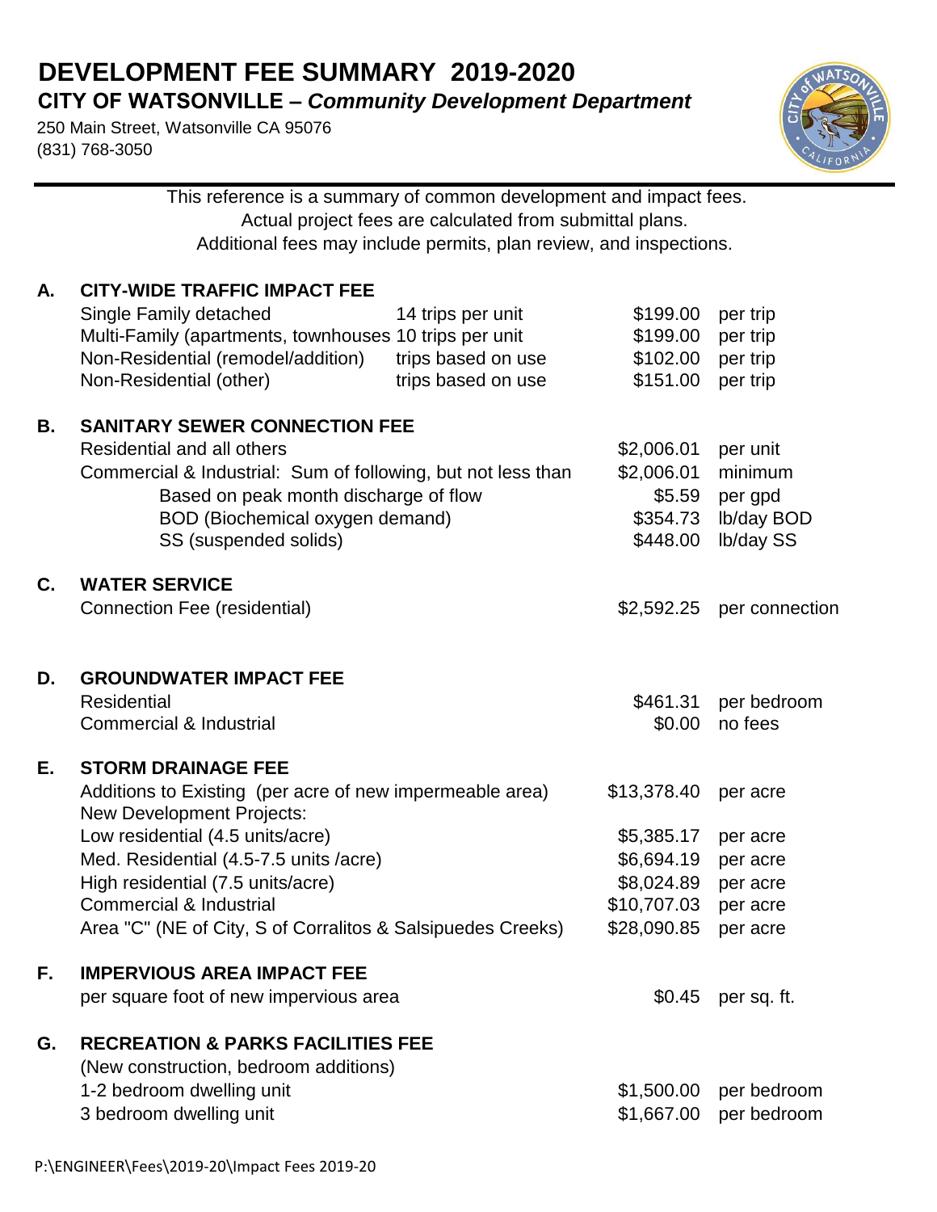# DEVELOPMENT FEE SUMMARY 2019-2020

## CITY OF WATSONVILLE – *Community Development Department*

250 Main Street, Watsonville CA 95076
(831) 768-3050

This reference is a summary of common development and impact fees.
Actual project fees are calculated from submittal plans.
Additional fees may include permits, plan review, and inspections.

### A. CITY-WIDE TRAFFIC IMPACT FEE

| | | | |
|---|---|---|---|
| Single Family detached | 14 trips per unit | $199.00 | per trip |
| Multi-Family (apartments, townhouses | 10 trips per unit | $199.00 | per trip |
| Non-Residential (remodel/addition) | trips based on use | $102.00 | per trip |
| Non-Residential (other) | trips based on use | $151.00 | per trip |

### B. SANITARY SEWER CONNECTION FEE

| | | |
|---|---|---|
| Residential and all others | $2,006.01 | per unit |
| Commercial & Industrial: Sum of following, but not less than | $2,006.01 | minimum |
| Based on peak month discharge of flow | $5.59 | per gpd |
| BOD (Biochemical oxygen demand) | $354.73 | lb/day BOD |
| SS (suspended solids) | $448.00 | lb/day SS |

### C. WATER SERVICE

| | | |
|---|---|---|
| Connection Fee (residential) | $2,592.25 | per connection |

### D. GROUNDWATER IMPACT FEE

| | | |
|---|---|---|
| Residential | $461.31 | per bedroom |
| Commercial & Industrial | $0.00 | no fees |

### E. STORM DRAINAGE FEE

| | | |
|---|---|---|
| Additions to Existing (per acre of new impermeable area) | $13,378.40 | per acre |
| New Development Projects: | | |
| Low residential (4.5 units/acre) | $5,385.17 | per acre |
| Med. Residential (4.5-7.5 units /acre) | $6,694.19 | per acre |
| High residential (7.5 units/acre) | $8,024.89 | per acre |
| Commercial & Industrial | $10,707.03 | per acre |
| Area "C" (NE of City, S of Corralitos & Salsipuedes Creeks) | $28,090.85 | per acre |

### F. IMPERVIOUS AREA IMPACT FEE

| | | |
|---|---|---|
| per square foot of new impervious area | $0.45 | per sq. ft. |

### G. RECREATION & PARKS FACILITIES FEE

(New construction, bedroom additions)

| | | |
|---|---|---|
| 1-2 bedroom dwelling unit | $1,500.00 | per bedroom |
| 3 bedroom dwelling unit | $1,667.00 | per bedroom |

P:\ENGINEER\Fees\2019-20\Impact Fees 2019-20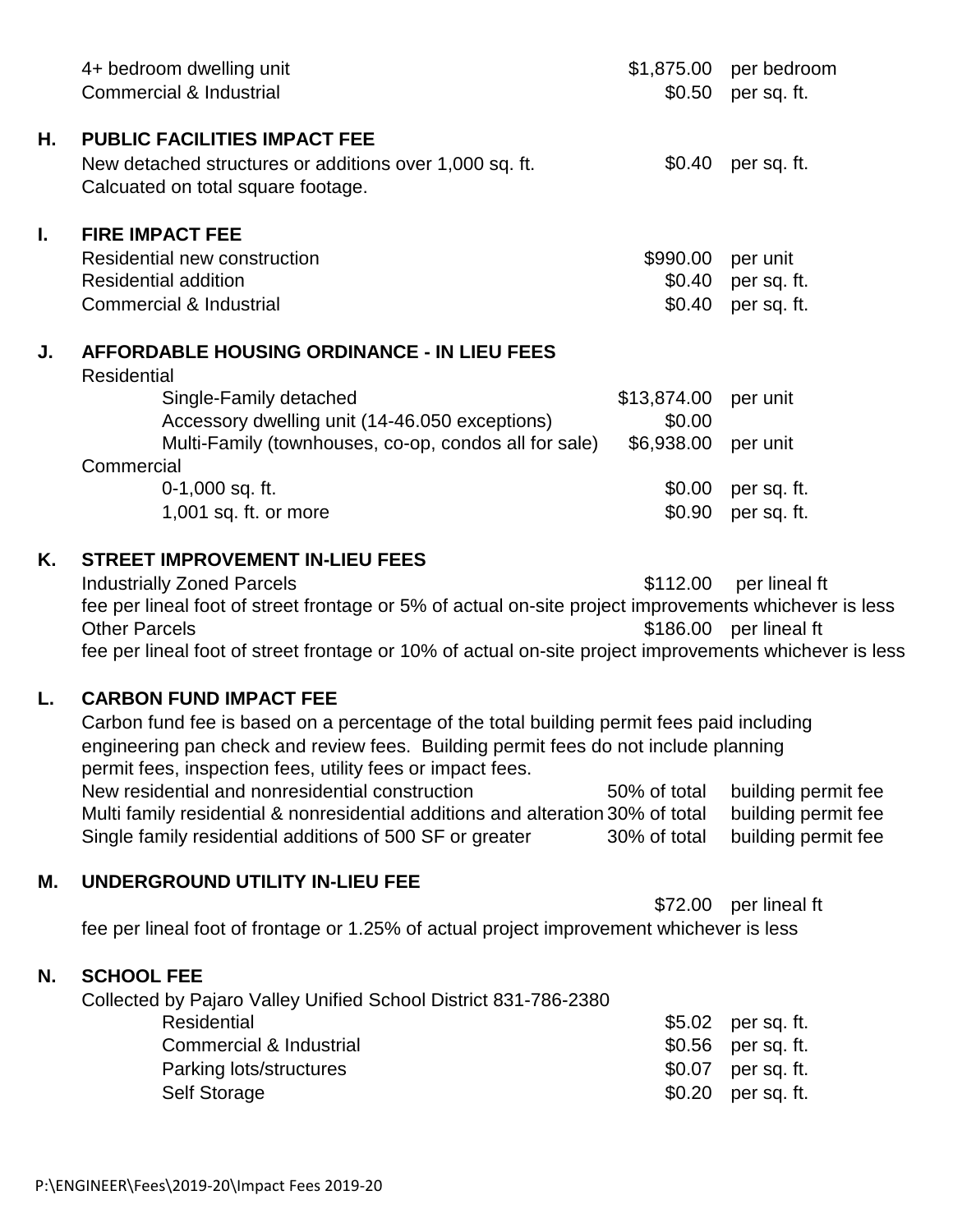| | | |
|---|---|---|
| 4+ bedroom dwelling unit | $1,875.00 | per bedroom |
| Commercial & Industrial | $0.50 | per sq. ft. |

**H. PUBLIC FACILITIES IMPACT FEE**

| | | |
|---|---|---|
| New detached structures or additions over 1,000 sq. ft. Calcuated on total square footage. | $0.40 | per sq. ft. |

**I. FIRE IMPACT FEE**

| | | |
|---|---|---|
| Residential new construction | $990.00 | per unit |
| Residential addition | $0.40 | per sq. ft. |
| Commercial & Industrial | $0.40 | per sq. ft. |

**J. AFFORDABLE HOUSING ORDINANCE - IN LIEU FEES**

| | | |
|---|---|---|
| Residential | | |
| Single-Family detached | $13,874.00 | per unit |
| Accessory dwelling unit (14-46.050 exceptions) | $0.00 | |
| Multi-Family (townhouses, co-op, condos all for sale) | $6,938.00 | per unit |
| Commercial | | |
| 0-1,000 sq. ft. | $0.00 | per sq. ft. |
| 1,001 sq. ft. or more | $0.90 | per sq. ft. |

**K. STREET IMPROVEMENT IN-LIEU FEES**

Industrially Zoned Parcels $112.00 per lineal ft

fee per lineal foot of street frontage or 5% of actual on-site project improvements whichever is less

Other Parcels $186.00 per lineal ft

fee per lineal foot of street frontage or 10% of actual on-site project improvements whichever is less

**L. CARBON FUND IMPACT FEE**

Carbon fund fee is based on a percentage of the total building permit fees paid including engineering pan check and review fees. Building permit fees do not include planning permit fees, inspection fees, utility fees or impact fees.

| | | |
|---|---|---|
| New residential and nonresidential construction | 50% of total | building permit fee |
| Multi family residential & nonresidential additions and alteration | 30% of total | building permit fee |
| Single family residential additions of 500 SF or greater | 30% of total | building permit fee |

**M. UNDERGROUND UTILITY IN-LIEU FEE**

$72.00 per lineal ft

fee per lineal foot of frontage or 1.25% of actual project improvement whichever is less

**N. SCHOOL FEE**

Collected by Pajaro Valley Unified School District 831-786-2380

| | | |
|---|---|---|
| Residential | $5.02 | per sq. ft. |
| Commercial & Industrial | $0.56 | per sq. ft. |
| Parking lots/structures | $0.07 | per sq. ft. |
| Self Storage | $0.20 | per sq. ft. |

P:\ENGINEER\Fees\2019-20\Impact Fees 2019-20